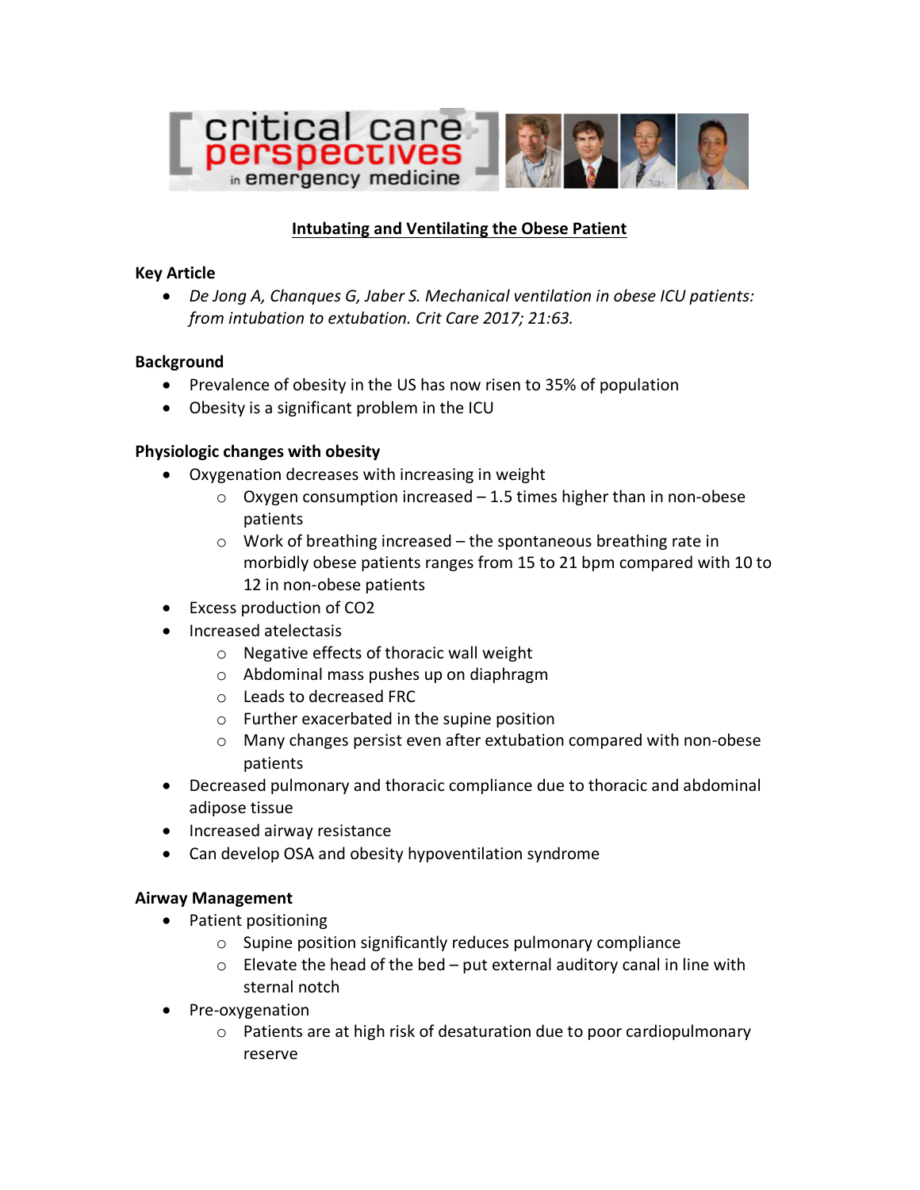# critical care perspectives in emergency medicine

## Intubating and Ventilating the Obese Patient

**Key Article**

- *De Jong A, Chanques G, Jaber S. Mechanical ventilation in obese ICU patients: from intubation to extubation. Crit Care 2017; 21:63.*

**Background**

- Prevalence of obesity in the US has now risen to 35% of population
- Obesity is a significant problem in the ICU

**Physiologic changes with obesity**

- Oxygenation decreases with increasing in weight
  - Oxygen consumption increased – 1.5 times higher than in non-obese patients
  - Work of breathing increased – the spontaneous breathing rate in morbidly obese patients ranges from 15 to 21 bpm compared with 10 to 12 in non-obese patients
- Excess production of $CO_2$
- Increased atelectasis
  - Negative effects of thoracic wall weight
  - Abdominal mass pushes up on diaphragm
  - Leads to decreased FRC
  - Further exacerbated in the supine position
  - Many changes persist even after extubation compared with non-obese patients
- Decreased pulmonary and thoracic compliance due to thoracic and abdominal adipose tissue
- Increased airway resistance
- Can develop OSA and obesity hypoventilation syndrome

**Airway Management**

- Patient positioning
  - Supine position significantly reduces pulmonary compliance
  - Elevate the head of the bed – put external auditory canal in line with sternal notch
- Pre-oxygenation
  - Patients are at high risk of desaturation due to poor cardiopulmonary reserve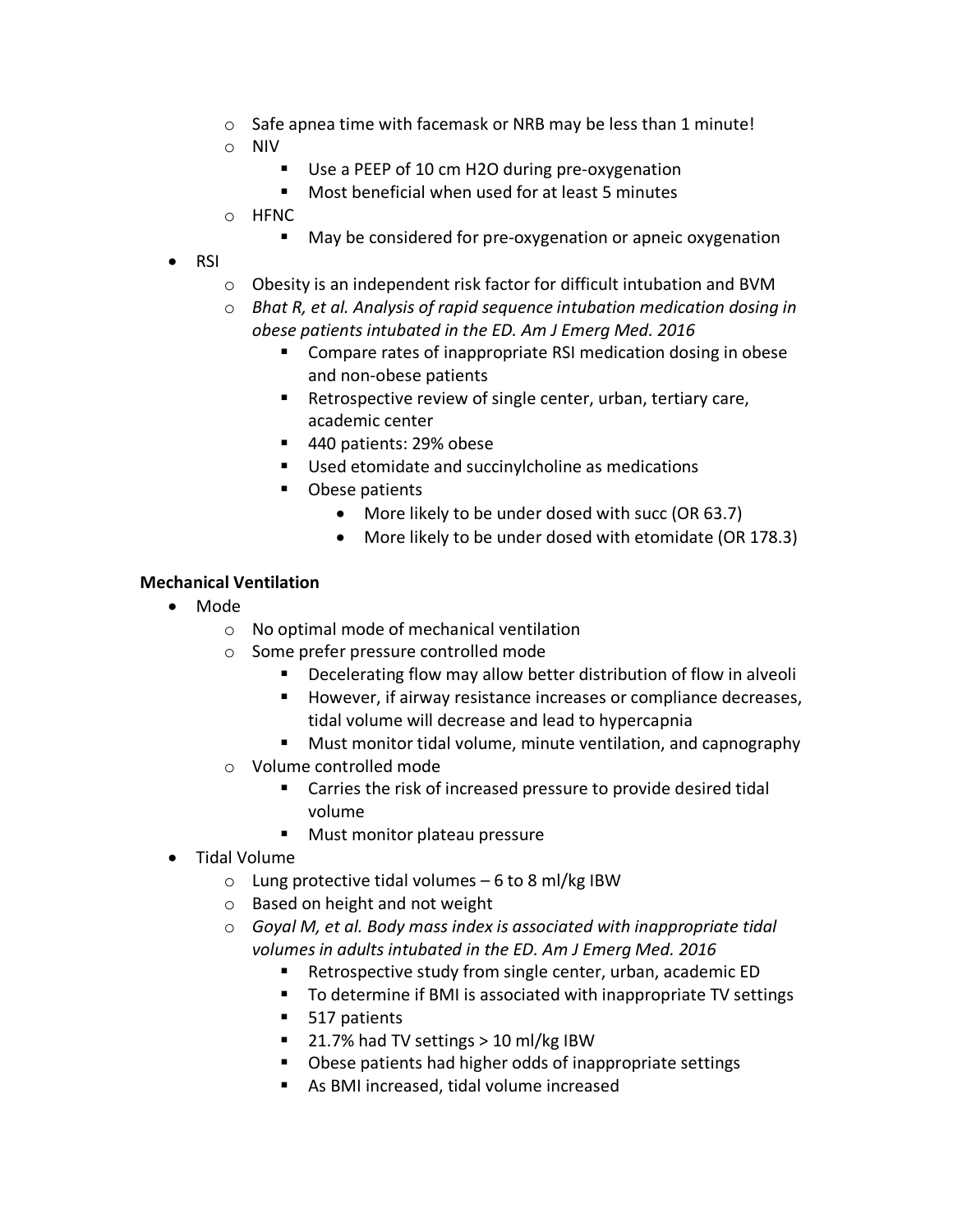- Safe apnea time with facemask or NRB may be less than 1 minute!
  - NIV
    - Use a PEEP of 10 cm H2O during pre-oxygenation
    - Most beneficial when used for at least 5 minutes
  - HFNC
    - May be considered for pre-oxygenation or apneic oxygenation
- RSI
  - Obesity is an independent risk factor for difficult intubation and BVM
  - *Bhat R, et al. Analysis of rapid sequence intubation medication dosing in obese patients intubated in the ED. Am J Emerg Med. 2016*
    - Compare rates of inappropriate RSI medication dosing in obese and non-obese patients
    - Retrospective review of single center, urban, tertiary care, academic center
    - 440 patients: 29% obese
    - Used etomidate and succinylcholine as medications
    - Obese patients
      - More likely to be under dosed with succ (OR 63.7)
      - More likely to be under dosed with etomidate (OR 178.3)

**Mechanical Ventilation**

- Mode
  - No optimal mode of mechanical ventilation
  - Some prefer pressure controlled mode
    - Decelerating flow may allow better distribution of flow in alveoli
    - However, if airway resistance increases or compliance decreases, tidal volume will decrease and lead to hypercapnia
    - Must monitor tidal volume, minute ventilation, and capnography
  - Volume controlled mode
    - Carries the risk of increased pressure to provide desired tidal volume
    - Must monitor plateau pressure
- Tidal Volume
  - Lung protective tidal volumes – 6 to 8 ml/kg IBW
  - Based on height and not weight
  - *Goyal M, et al. Body mass index is associated with inappropriate tidal volumes in adults intubated in the ED. Am J Emerg Med. 2016*
    - Retrospective study from single center, urban, academic ED
    - To determine if BMI is associated with inappropriate TV settings
    - 517 patients
    - 21.7% had TV settings > 10 ml/kg IBW
    - Obese patients had higher odds of inappropriate settings
    - As BMI increased, tidal volume increased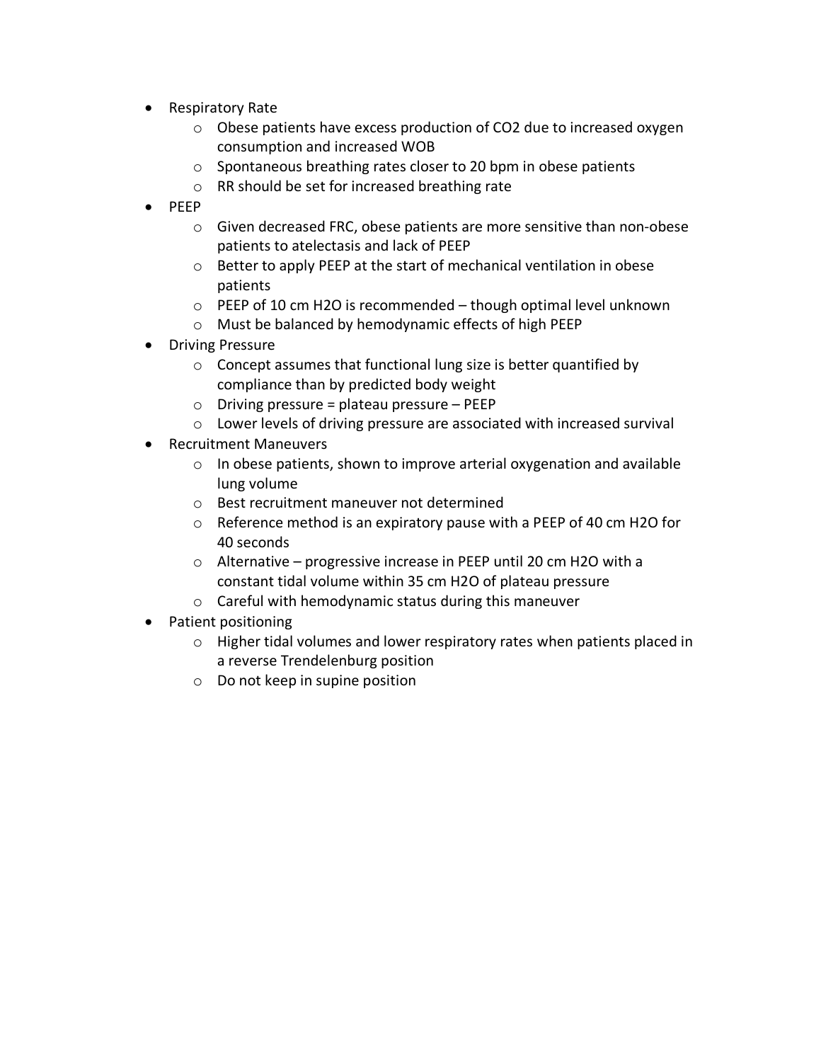- Respiratory Rate
  - Obese patients have excess production of $CO_2$ due to increased oxygen consumption and increased WOB
  - Spontaneous breathing rates closer to 20 bpm in obese patients
  - RR should be set for increased breathing rate
- PEEP
  - Given decreased FRC, obese patients are more sensitive than non-obese patients to atelectasis and lack of PEEP
  - Better to apply PEEP at the start of mechanical ventilation in obese patients
  - PEEP of 10 cm $H_2O$ is recommended – though optimal level unknown
  - Must be balanced by hemodynamic effects of high PEEP
- Driving Pressure
  - Concept assumes that functional lung size is better quantified by compliance than by predicted body weight
  - Driving pressure = plateau pressure – PEEP
  - Lower levels of driving pressure are associated with increased survival
- Recruitment Maneuvers
  - In obese patients, shown to improve arterial oxygenation and available lung volume
  - Best recruitment maneuver not determined
  - Reference method is an expiratory pause with a PEEP of 40 cm $H_2O$ for 40 seconds
  - Alternative – progressive increase in PEEP until 20 cm $H_2O$ with a constant tidal volume within 35 cm $H_2O$ of plateau pressure
  - Careful with hemodynamic status during this maneuver
- Patient positioning
  - Higher tidal volumes and lower respiratory rates when patients placed in a reverse Trendelenburg position
  - Do not keep in supine position